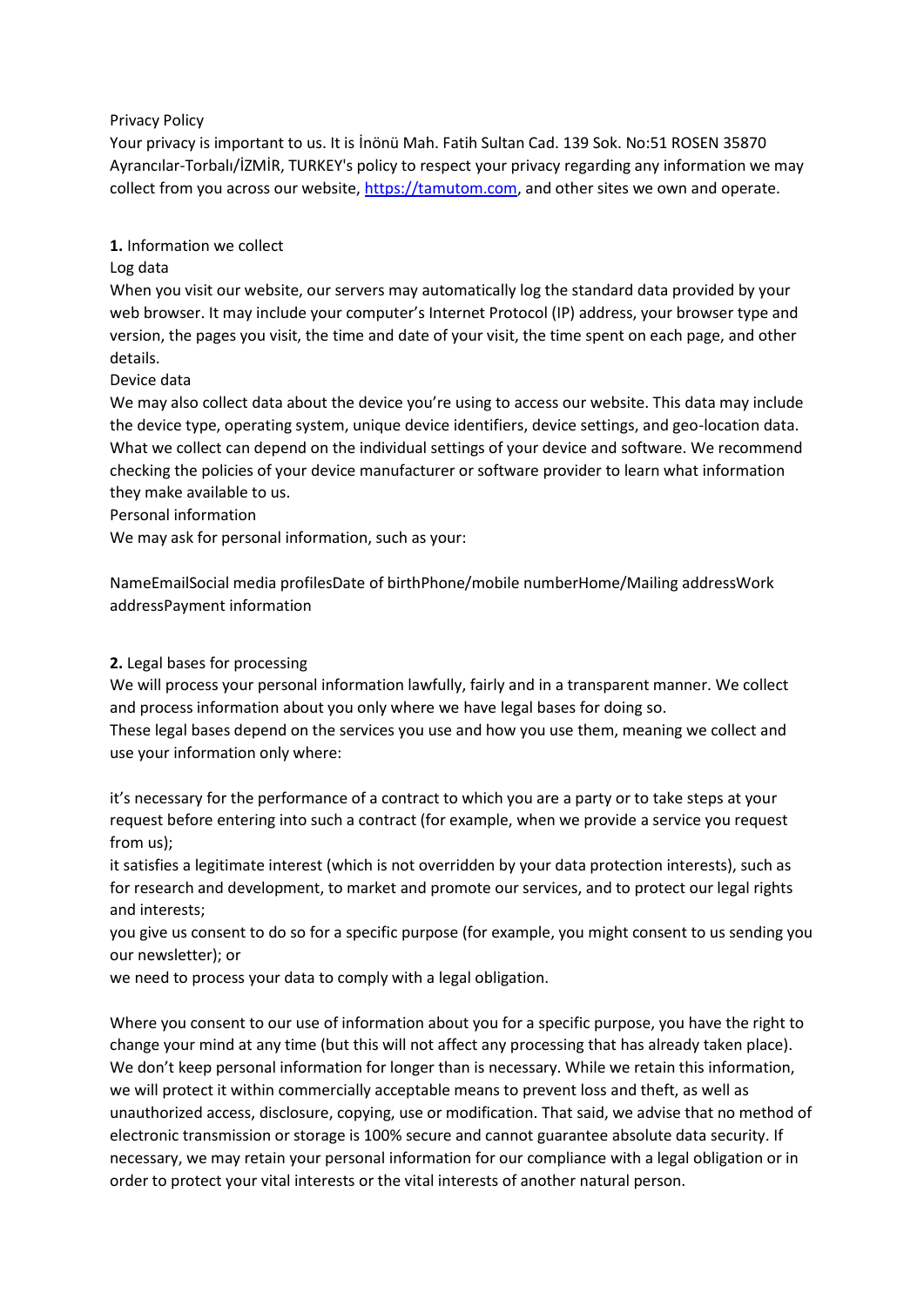Privacy Policy

Your privacy is important to us. It is İnönü Mah. Fatih Sultan Cad. 139 Sok. No:51 ROSEN 35870 Ayrancılar-Torbalı/İZMİR, TURKEY's policy to respect your privacy regarding any information we may collect from you across our website, [https://tamutom.com](https://tamutom.com), and other sites we own and operate.

**1.** Information we collect

Log data

When you visit our website, our servers may automatically log the standard data provided by your web browser. It may include your computer's Internet Protocol (IP) address, your browser type and version, the pages you visit, the time and date of your visit, the time spent on each page, and other details.

Device data

We may also collect data about the device you're using to access our website. This data may include the device type, operating system, unique device identifiers, device settings, and geo-location data. What we collect can depend on the individual settings of your device and software. We recommend checking the policies of your device manufacturer or software provider to learn what information they make available to us.

Personal information

We may ask for personal information, such as your:

NameEmailSocial media profilesDate of birthPhone/mobile numberHome/Mailing addressWork addressPayment information

**2.** Legal bases for processing

We will process your personal information lawfully, fairly and in a transparent manner. We collect and process information about you only where we have legal bases for doing so.

These legal bases depend on the services you use and how you use them, meaning we collect and use your information only where:

it's necessary for the performance of a contract to which you are a party or to take steps at your request before entering into such a contract (for example, when we provide a service you request from us);

it satisfies a legitimate interest (which is not overridden by your data protection interests), such as for research and development, to market and promote our services, and to protect our legal rights and interests;

you give us consent to do so for a specific purpose (for example, you might consent to us sending you our newsletter); or

we need to process your data to comply with a legal obligation.

Where you consent to our use of information about you for a specific purpose, you have the right to change your mind at any time (but this will not affect any processing that has already taken place). We don't keep personal information for longer than is necessary. While we retain this information, we will protect it within commercially acceptable means to prevent loss and theft, as well as unauthorized access, disclosure, copying, use or modification. That said, we advise that no method of electronic transmission or storage is 100% secure and cannot guarantee absolute data security. If necessary, we may retain your personal information for our compliance with a legal obligation or in order to protect your vital interests or the vital interests of another natural person.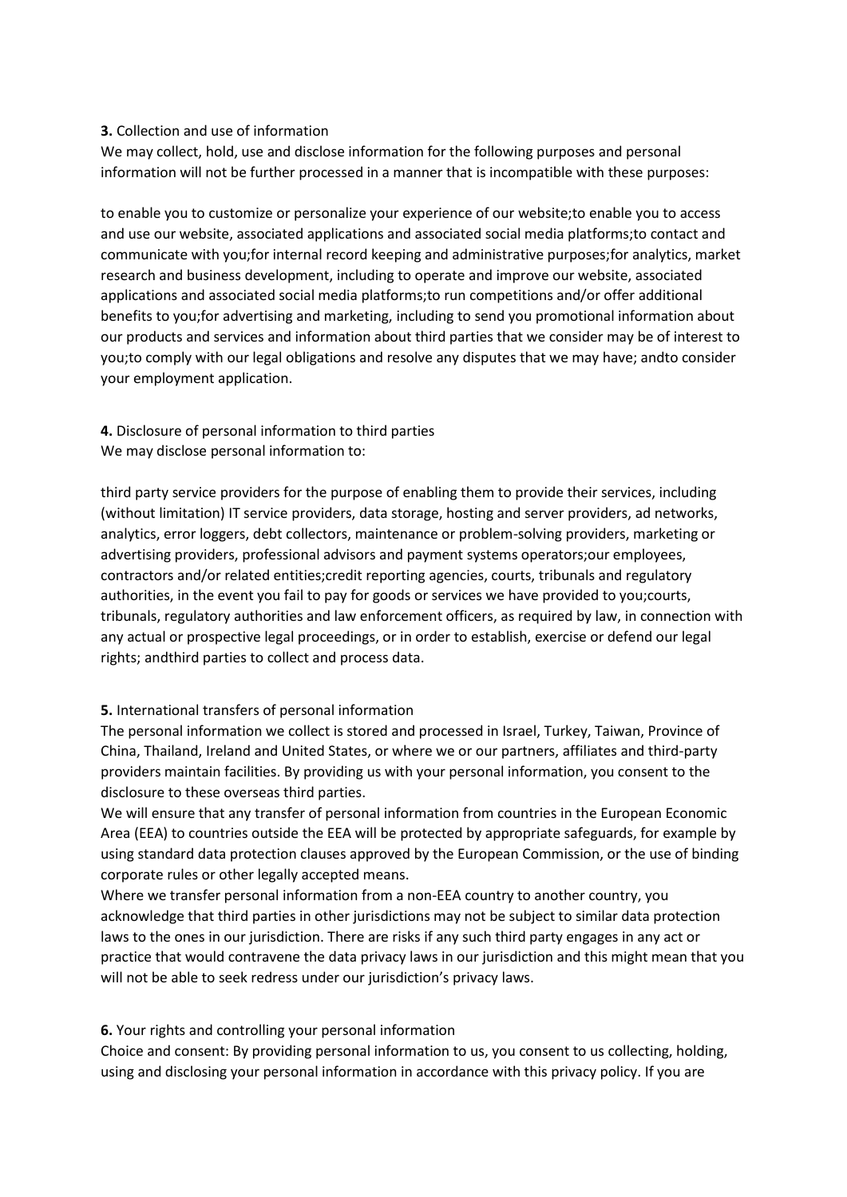**3.** Collection and use of information

We may collect, hold, use and disclose information for the following purposes and personal information will not be further processed in a manner that is incompatible with these purposes:

to enable you to customize or personalize your experience of our website;to enable you to access and use our website, associated applications and associated social media platforms;to contact and communicate with you;for internal record keeping and administrative purposes;for analytics, market research and business development, including to operate and improve our website, associated applications and associated social media platforms;to run competitions and/or offer additional benefits to you;for advertising and marketing, including to send you promotional information about our products and services and information about third parties that we consider may be of interest to you;to comply with our legal obligations and resolve any disputes that we may have; andto consider your employment application.

**4.** Disclosure of personal information to third parties

We may disclose personal information to:

third party service providers for the purpose of enabling them to provide their services, including (without limitation) IT service providers, data storage, hosting and server providers, ad networks, analytics, error loggers, debt collectors, maintenance or problem-solving providers, marketing or advertising providers, professional advisors and payment systems operators;our employees, contractors and/or related entities;credit reporting agencies, courts, tribunals and regulatory authorities, in the event you fail to pay for goods or services we have provided to you;courts, tribunals, regulatory authorities and law enforcement officers, as required by law, in connection with any actual or prospective legal proceedings, or in order to establish, exercise or defend our legal rights; andthird parties to collect and process data.

**5.** International transfers of personal information

The personal information we collect is stored and processed in Israel, Turkey, Taiwan, Province of China, Thailand, Ireland and United States, or where we or our partners, affiliates and third-party providers maintain facilities. By providing us with your personal information, you consent to the disclosure to these overseas third parties.

We will ensure that any transfer of personal information from countries in the European Economic Area (EEA) to countries outside the EEA will be protected by appropriate safeguards, for example by using standard data protection clauses approved by the European Commission, or the use of binding corporate rules or other legally accepted means.

Where we transfer personal information from a non-EEA country to another country, you acknowledge that third parties in other jurisdictions may not be subject to similar data protection laws to the ones in our jurisdiction. There are risks if any such third party engages in any act or practice that would contravene the data privacy laws in our jurisdiction and this might mean that you will not be able to seek redress under our jurisdiction's privacy laws.

**6.** Your rights and controlling your personal information

Choice and consent: By providing personal information to us, you consent to us collecting, holding, using and disclosing your personal information in accordance with this privacy policy. If you are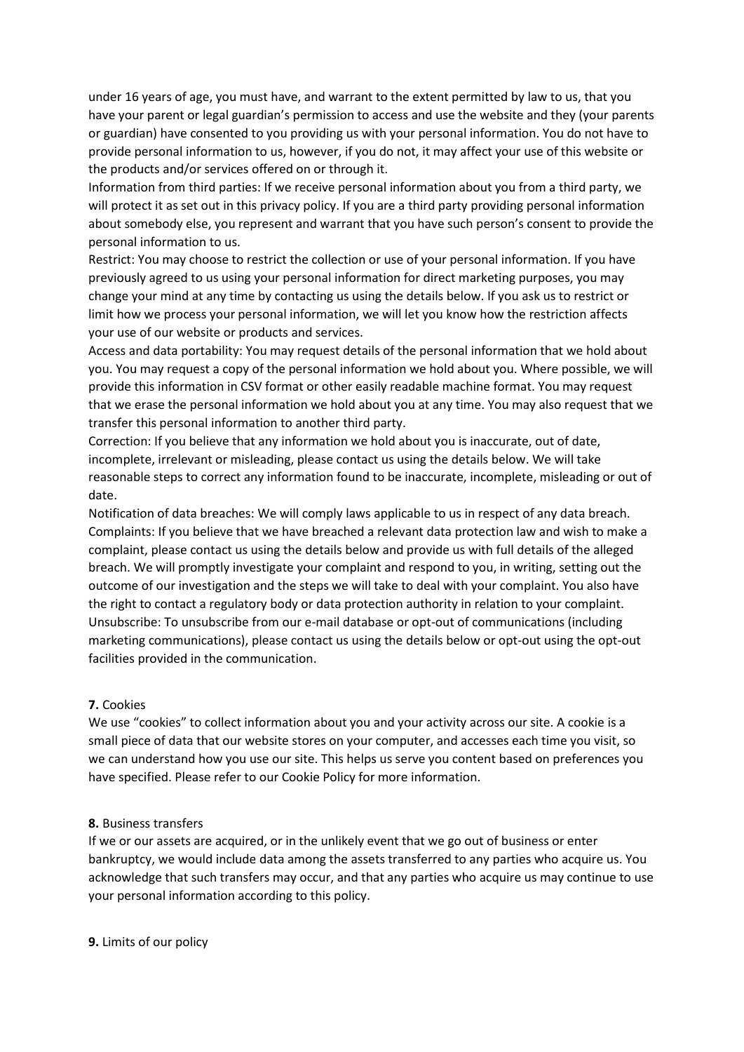under 16 years of age, you must have, and warrant to the extent permitted by law to us, that you have your parent or legal guardian's permission to access and use the website and they (your parents or guardian) have consented to you providing us with your personal information. You do not have to provide personal information to us, however, if you do not, it may affect your use of this website or the products and/or services offered on or through it.

Information from third parties: If we receive personal information about you from a third party, we will protect it as set out in this privacy policy. If you are a third party providing personal information about somebody else, you represent and warrant that you have such person's consent to provide the personal information to us.

Restrict: You may choose to restrict the collection or use of your personal information. If you have previously agreed to us using your personal information for direct marketing purposes, you may change your mind at any time by contacting us using the details below. If you ask us to restrict or limit how we process your personal information, we will let you know how the restriction affects your use of our website or products and services.

Access and data portability: You may request details of the personal information that we hold about you. You may request a copy of the personal information we hold about you. Where possible, we will provide this information in CSV format or other easily readable machine format. You may request that we erase the personal information we hold about you at any time. You may also request that we transfer this personal information to another third party.

Correction: If you believe that any information we hold about you is inaccurate, out of date, incomplete, irrelevant or misleading, please contact us using the details below. We will take reasonable steps to correct any information found to be inaccurate, incomplete, misleading or out of date.

Notification of data breaches: We will comply laws applicable to us in respect of any data breach.

Complaints: If you believe that we have breached a relevant data protection law and wish to make a complaint, please contact us using the details below and provide us with full details of the alleged breach. We will promptly investigate your complaint and respond to you, in writing, setting out the outcome of our investigation and the steps we will take to deal with your complaint. You also have the right to contact a regulatory body or data protection authority in relation to your complaint.

Unsubscribe: To unsubscribe from our e-mail database or opt-out of communications (including marketing communications), please contact us using the details below or opt-out using the opt-out facilities provided in the communication.

**7.** Cookies

We use "cookies" to collect information about you and your activity across our site. A cookie is a small piece of data that our website stores on your computer, and accesses each time you visit, so we can understand how you use our site. This helps us serve you content based on preferences you have specified. Please refer to our Cookie Policy for more information.

**8.** Business transfers

If we or our assets are acquired, or in the unlikely event that we go out of business or enter bankruptcy, we would include data among the assets transferred to any parties who acquire us. You acknowledge that such transfers may occur, and that any parties who acquire us may continue to use your personal information according to this policy.

**9.** Limits of our policy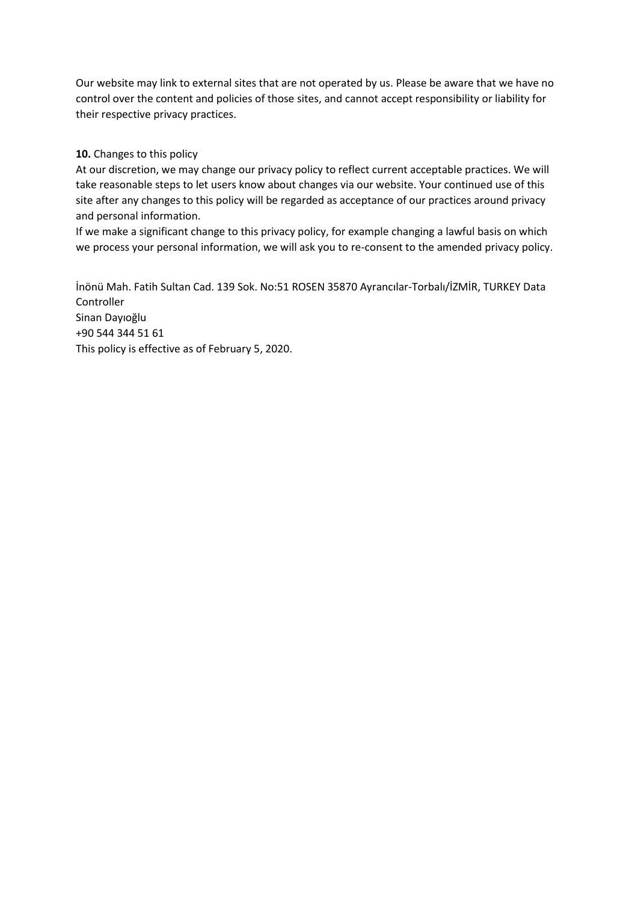Our website may link to external sites that are not operated by us. Please be aware that we have no control over the content and policies of those sites, and cannot accept responsibility or liability for their respective privacy practices.

**10.** Changes to this policy

At our discretion, we may change our privacy policy to reflect current acceptable practices. We will take reasonable steps to let users know about changes via our website. Your continued use of this site after any changes to this policy will be regarded as acceptance of our practices around privacy and personal information.

If we make a significant change to this privacy policy, for example changing a lawful basis on which we process your personal information, we will ask you to re-consent to the amended privacy policy.

İnönü Mah. Fatih Sultan Cad. 139 Sok. No:51 ROSEN 35870 Ayrancılar-Torbalı/İZMİR, TURKEY Data Controller
Sinan Dayıoğlu
+90 544 344 51 61
This policy is effective as of February 5, 2020.